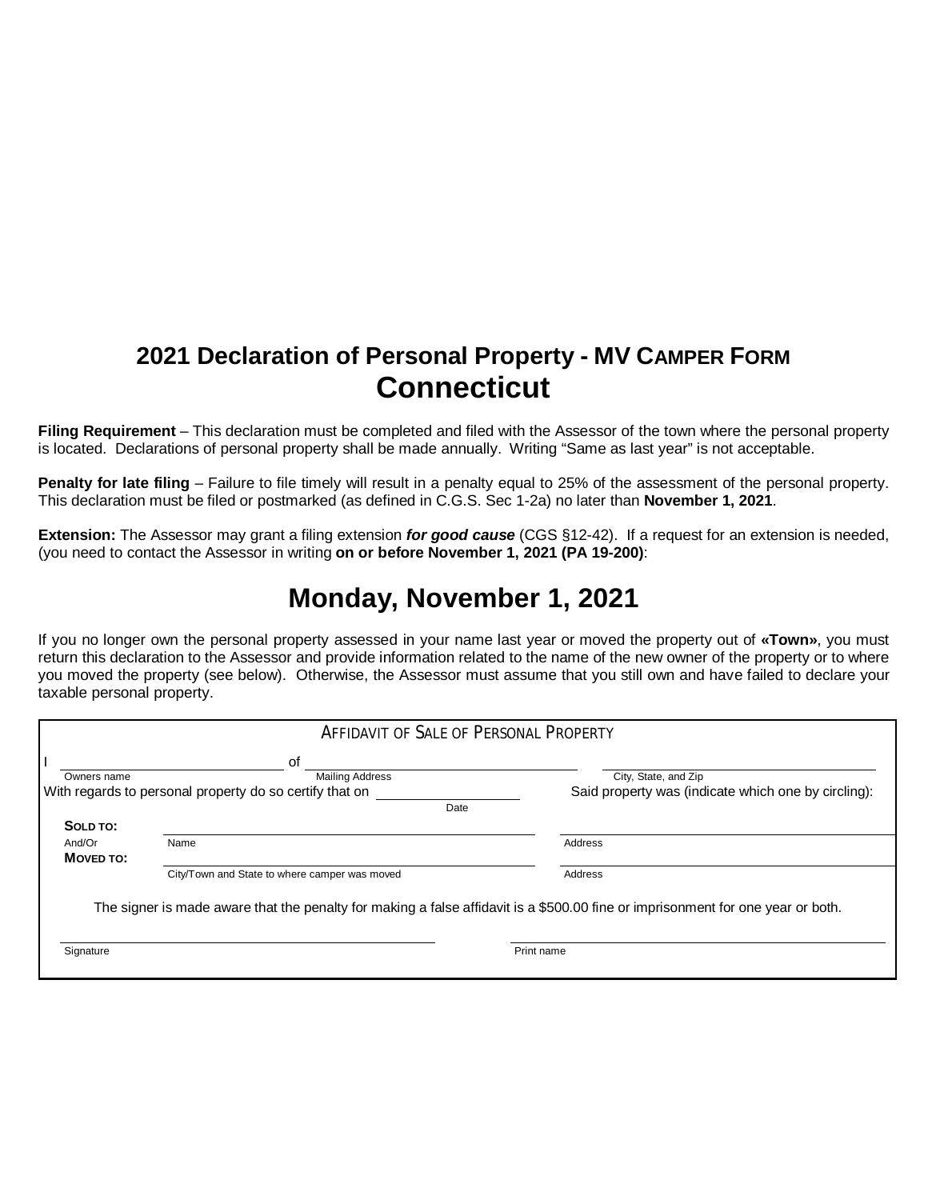# 2021 Declaration of Personal Property - MV Camper Form
# Connecticut

**Filing Requirement** – This declaration must be completed and filed with the Assessor of the town where the personal property is located. Declarations of personal property shall be made annually. Writing "Same as last year" is not acceptable.

**Penalty for late filing** – Failure to file timely will result in a penalty equal to 25% of the assessment of the personal property. This declaration must be filed or postmarked (as defined in C.G.S. Sec 1-2a) no later than **November 1, 2021**.

**Extension:** The Assessor may grant a filing extension ***for good cause*** (CGS §12-42). If a request for an extension is needed, (you need to contact the Assessor in writing **on or before November 1, 2021 (PA 19-200)**:

## Monday, November 1, 2021

If you no longer own the personal property assessed in your name last year or moved the property out of **«Town»**, you must return this declaration to the Assessor and provide information related to the name of the new owner of the property or to where you moved the property (see below). Otherwise, the Assessor must assume that you still own and have failed to declare your taxable personal property.

### Affidavit of Sale of Personal Property

I ______________________ of ______________________ ______________________
Owners name — Mailing Address — City, State, and Zip

With regards to personal property do so certify that on ______________ Said property was (indicate which one by circling):
Date

**Sold to:** ______________________ ______________________
And/Or — Name — Address

**Moved to:** ______________________ ______________________
City/Town and State to where camper was moved — Address

The signer is made aware that the penalty for making a false affidavit is a $500.00 fine or imprisonment for one year or both.

______________________ ______________________
Signature — Print name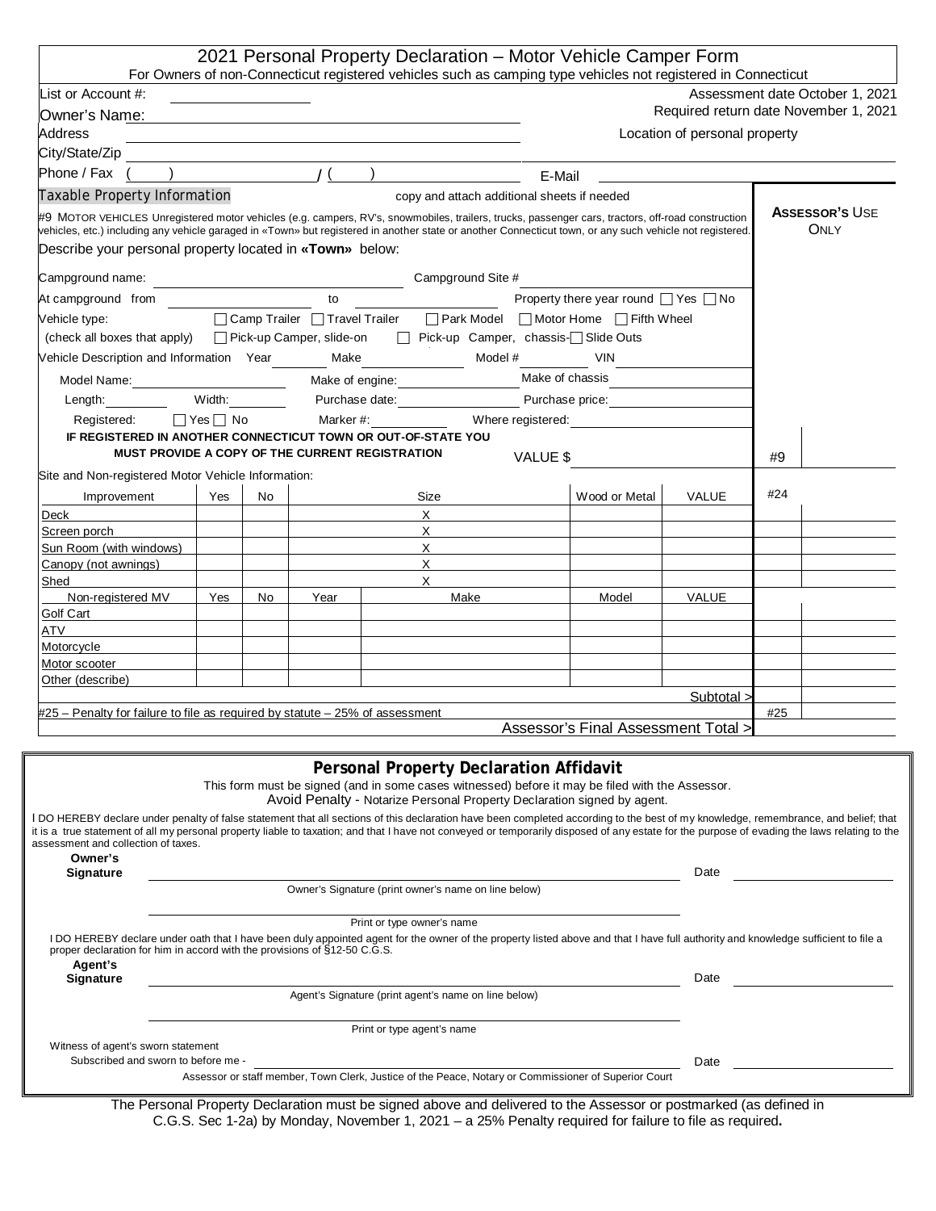# 2021 Personal Property Declaration – Motor Vehicle Camper Form

For Owners of non-Connecticut registered vehicles such as camping type vehicles not registered in Connecticut

List or Account #: ________________

Assessment date October 1, 2021

Owner's Name: ________________

Required return date November 1, 2021

Address ________________

Location of personal property

City/State/Zip ________________

Phone / Fax ( ) ________ / ( ) ________ E-Mail ________________

**Taxable Property Information** — copy and attach additional sheets if needed

**ASSESSOR'S USE ONLY**

#9 MOTOR VEHICLES Unregistered motor vehicles (e.g. campers, RV's, snowmobiles, trailers, trucks, passenger cars, tractors, off-road construction vehicles, etc.) including any vehicle garaged in «Town» but registered in another state or another Connecticut town, or any such vehicle not registered.

Describe your personal property located in **«Town»** below:

Campground name: ________________ Campground Site # ________________

At campground from ________________ to ________________ Property there year round ☐ Yes ☐ No

Vehicle type: ☐ Camp Trailer ☐ Travel Trailer ☐ Park Model ☐ Motor Home ☐ Fifth Wheel

(check all boxes that apply) ☐ Pick-up Camper, slide-on ☐ Pick-up Camper, chassis-☐ Slide Outs

Vehicle Description and Information Year ________ Make ________ Model # ________ VIN ________

Model Name: ________ Make of engine: ________ Make of chassis ________

Length: ________ Width: ________ Purchase date: ________ Purchase price: ________

Registered: ☐ Yes ☐ No Marker #: ________ Where registered: ________

**IF REGISTERED IN ANOTHER CONNECTICUT TOWN OR OUT-OF-STATE YOU MUST PROVIDE A COPY OF THE CURRENT REGISTRATION**

VALUE $ ________ | #9 | ________

Site and Non-registered Motor Vehicle Information:

| Improvement | Yes | No | Size | | Wood or Metal | VALUE | #24 | |
|---|---|---|---|---|---|---|---|---|
| Deck | | | X | | | | | |
| Screen porch | | | X | | | | | |
| Sun Room (with windows) | | | X | | | | | |
| Canopy (not awnings) | | | X | | | | | |
| Shed | | | X | | | | | |
| **Non-registered MV** | **Yes** | **No** | **Year** | **Make** | **Model** | **VALUE** | | |
| Golf Cart | | | | | | | | |
| ATV | | | | | | | | |
| Motorcycle | | | | | | | | |
| Motor scooter | | | | | | | | |
| Other (describe) | | | | | | | | |
| | | | | | | Subtotal > | | |
| #25 – Penalty for failure to file as required by statute – 25% of assessment | | | | | | | #25 | |
| | | | | | Assessor's Final Assessment Total > | | | |

## Personal Property Declaration Affidavit

This form must be signed (and in some cases witnessed) before it may be filed with the Assessor.

Avoid Penalty - Notarize Personal Property Declaration signed by agent.

I DO HEREBY declare under penalty of false statement that all sections of this declaration have been completed according to the best of my knowledge, remembrance, and belief; that it is a true statement of all my personal property liable to taxation; and that I have not conveyed or temporarily disposed of any estate for the purpose of evading the laws relating to the assessment and collection of taxes.

**Owner's Signature** ________________________ Date ________

Owner's Signature (print owner's name on line below)

________________________

Print or type owner's name

I DO HEREBY declare under oath that I have been duly appointed agent for the owner of the property listed above and that I have full authority and knowledge sufficient to file a proper declaration for him in accord with the provisions of §12-50 C.G.S.

**Agent's Signature** ________________________ Date ________

Agent's Signature (print agent's name on line below)

________________________

Print or type agent's name

Witness of agent's sworn statement

Subscribed and sworn to before me - ________________________ Date ________

Assessor or staff member, Town Clerk, Justice of the Peace, Notary or Commissioner of Superior Court

The Personal Property Declaration must be signed above and delivered to the Assessor or postmarked (as defined in C.G.S. Sec 1-2a) by Monday, November 1, 2021 – a 25% Penalty required for failure to file as required**.**